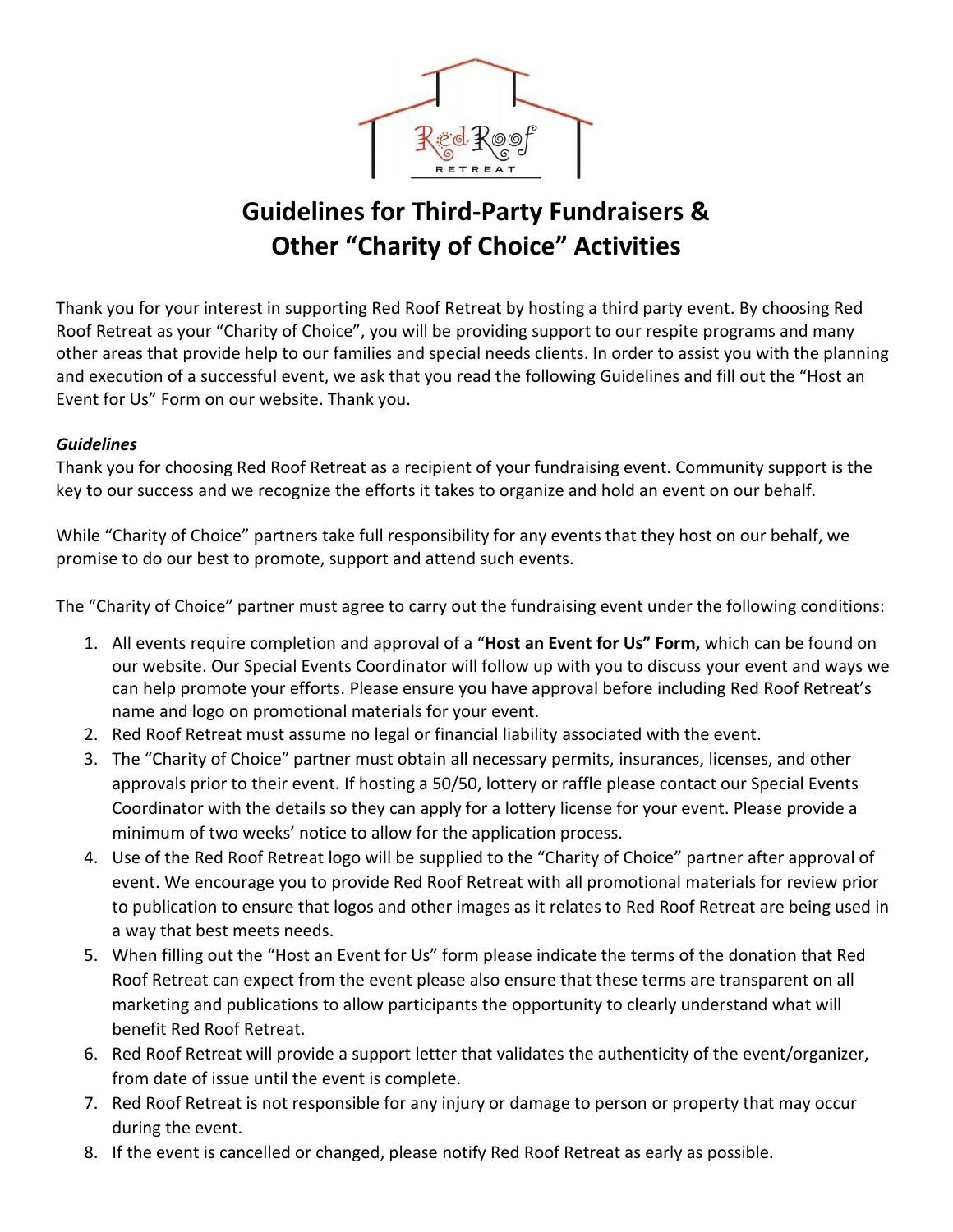# Guidelines for Third-Party Fundraisers & Other "Charity of Choice" Activities

Thank you for your interest in supporting Red Roof Retreat by hosting a third party event. By choosing Red Roof Retreat as your "Charity of Choice", you will be providing support to our respite programs and many other areas that provide help to our families and special needs clients. In order to assist you with the planning and execution of a successful event, we ask that you read the following Guidelines and fill out the "Host an Event for Us" Form on our website. Thank you.

***Guidelines***

Thank you for choosing Red Roof Retreat as a recipient of your fundraising event. Community support is the key to our success and we recognize the efforts it takes to organize and hold an event on our behalf.

While "Charity of Choice" partners take full responsibility for any events that they host on our behalf, we promise to do our best to promote, support and attend such events.

The "Charity of Choice" partner must agree to carry out the fundraising event under the following conditions:

1. All events require completion and approval of a "**Host an Event for Us" Form,** which can be found on our website. Our Special Events Coordinator will follow up with you to discuss your event and ways we can help promote your efforts. Please ensure you have approval before including Red Roof Retreat's name and logo on promotional materials for your event.
2. Red Roof Retreat must assume no legal or financial liability associated with the event.
3. The "Charity of Choice" partner must obtain all necessary permits, insurances, licenses, and other approvals prior to their event. If hosting a 50/50, lottery or raffle please contact our Special Events Coordinator with the details so they can apply for a lottery license for your event. Please provide a minimum of two weeks' notice to allow for the application process.
4. Use of the Red Roof Retreat logo will be supplied to the "Charity of Choice" partner after approval of event. We encourage you to provide Red Roof Retreat with all promotional materials for review prior to publication to ensure that logos and other images as it relates to Red Roof Retreat are being used in a way that best meets needs.
5. When filling out the "Host an Event for Us" form please indicate the terms of the donation that Red Roof Retreat can expect from the event please also ensure that these terms are transparent on all marketing and publications to allow participants the opportunity to clearly understand what will benefit Red Roof Retreat.
6. Red Roof Retreat will provide a support letter that validates the authenticity of the event/organizer, from date of issue until the event is complete.
7. Red Roof Retreat is not responsible for any injury or damage to person or property that may occur during the event.
8. If the event is cancelled or changed, please notify Red Roof Retreat as early as possible.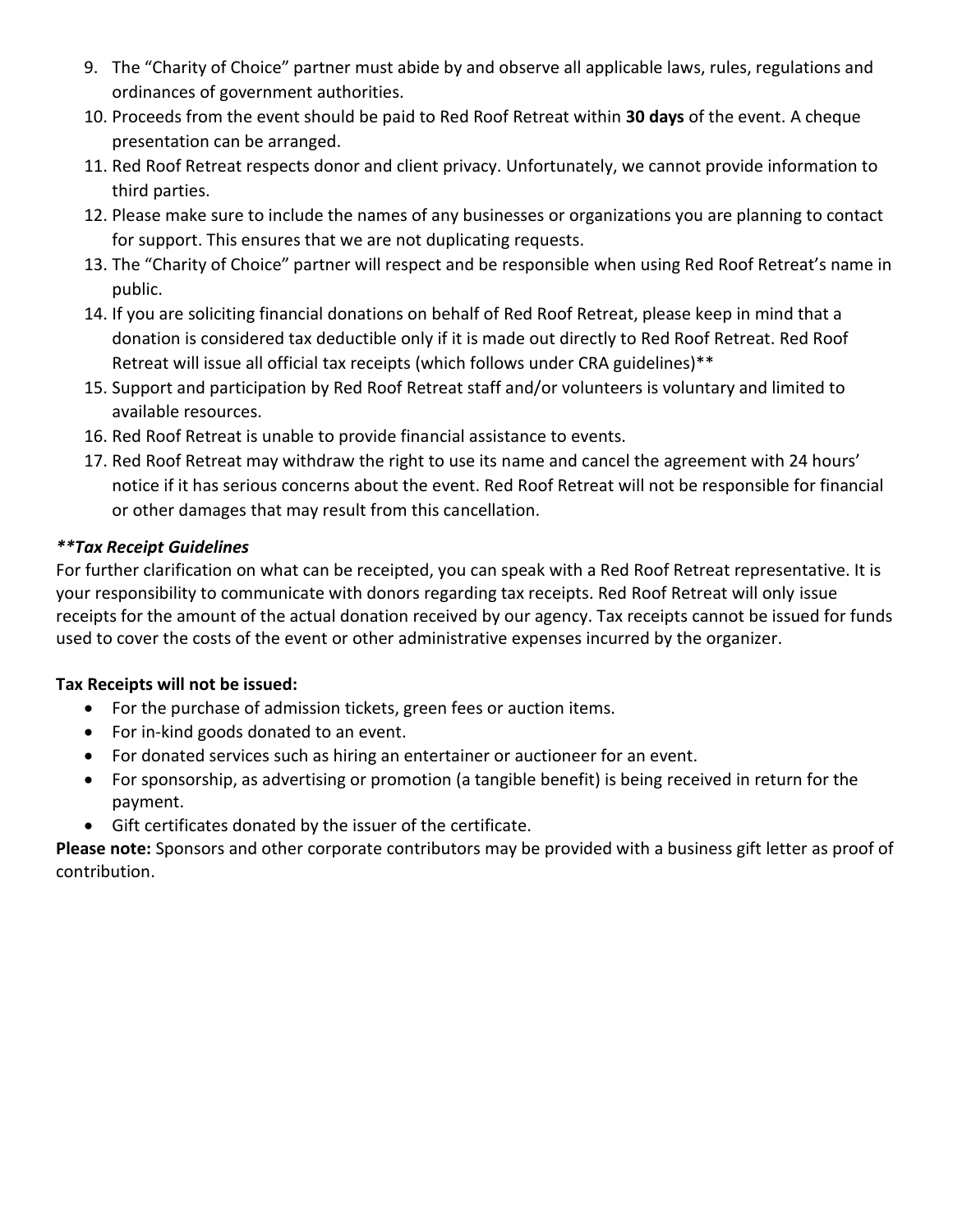9. The “Charity of Choice” partner must abide by and observe all applicable laws, rules, regulations and ordinances of government authorities.
10. Proceeds from the event should be paid to Red Roof Retreat within **30 days** of the event. A cheque presentation can be arranged.
11. Red Roof Retreat respects donor and client privacy. Unfortunately, we cannot provide information to third parties.
12. Please make sure to include the names of any businesses or organizations you are planning to contact for support. This ensures that we are not duplicating requests.
13. The “Charity of Choice” partner will respect and be responsible when using Red Roof Retreat’s name in public.
14. If you are soliciting financial donations on behalf of Red Roof Retreat, please keep in mind that a donation is considered tax deductible only if it is made out directly to Red Roof Retreat. Red Roof Retreat will issue all official tax receipts (which follows under CRA guidelines)**
15. Support and participation by Red Roof Retreat staff and/or volunteers is voluntary and limited to available resources.
16. Red Roof Retreat is unable to provide financial assistance to events.
17. Red Roof Retreat may withdraw the right to use its name and cancel the agreement with 24 hours’ notice if it has serious concerns about the event. Red Roof Retreat will not be responsible for financial or other damages that may result from this cancellation.

***\*\*Tax Receipt Guidelines***

For further clarification on what can be receipted, you can speak with a Red Roof Retreat representative. It is your responsibility to communicate with donors regarding tax receipts. Red Roof Retreat will only issue receipts for the amount of the actual donation received by our agency. Tax receipts cannot be issued for funds used to cover the costs of the event or other administrative expenses incurred by the organizer.

**Tax Receipts will not be issued:**

- For the purchase of admission tickets, green fees or auction items.
- For in-kind goods donated to an event.
- For donated services such as hiring an entertainer or auctioneer for an event.
- For sponsorship, as advertising or promotion (a tangible benefit) is being received in return for the payment.
- Gift certificates donated by the issuer of the certificate.

**Please note:** Sponsors and other corporate contributors may be provided with a business gift letter as proof of contribution.